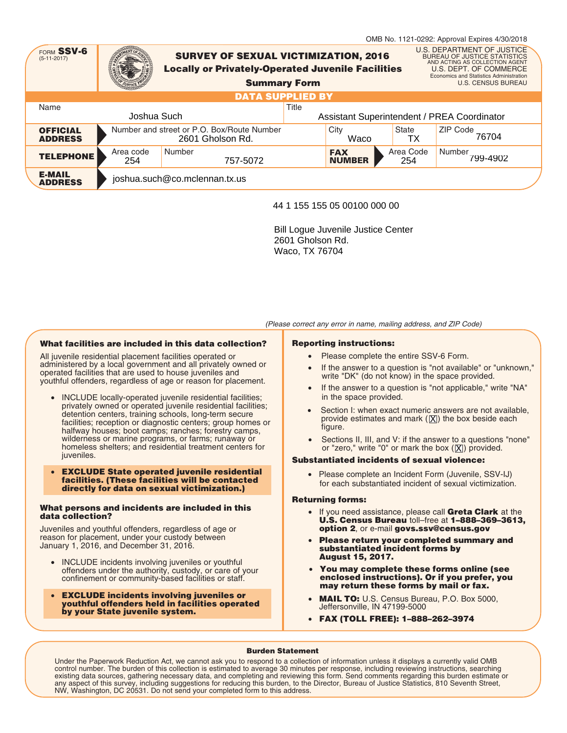OMB No. 1121-0292: Approval Expires 4/30/2018

FORM **SSV-6**
(5-11-2017)

# SURVEY OF SEXUAL VICTIMIZATION, 2016
## Locally or Privately-Operated Juvenile Facilities
### Summary Form

U.S. DEPARTMENT OF JUSTICE
BUREAU OF JUSTICE STATISTICS
AND ACTING AS COLLECTION AGENT
U.S. DEPT. OF COMMERCE
Economics and Statistics Administration
U.S. CENSUS BUREAU

**DATA SUPPLIED BY**

| | | | | | |
|---|---|---|---|---|---|
| Name | Joshua Such | Title | Assistant Superintendent / PREA Coordinator | | |
| **OFFICIAL ADDRESS** | Number and street or P.O. Box/Route Number: 2601 Gholson Rd. | City: Waco | State: TX | ZIP Code: 76704 | |
| **TELEPHONE** | Area code: 254 | Number: 757-5072 | **FAX NUMBER** | Area Code: 254 | Number: 799-4902 |
| **E-MAIL ADDRESS** | joshua.such@co.mclennan.tx.us | | | | |

44 1 155 155 05 00100 000 00

Bill Logue Juvenile Justice Center
2601 Gholson Rd.
Waco, TX 76704

*(Please correct any error in name, mailing address, and ZIP Code)*

**What facilities are included in this data collection?**

All juvenile residential placement facilities operated or administered by a local government and all privately owned or operated facilities that are used to house juveniles and youthful offenders, regardless of age or reason for placement.

- INCLUDE locally-operated juvenile residential facilities; privately owned or operated juvenile residential facilities; detention centers, training schools, long-term secure facilities; reception or diagnostic centers; group homes or halfway houses; boot camps; ranches; forestry camps, wilderness or marine programs, or farms; runaway or homeless shelters; and residential treatment centers for juveniles.
- **EXCLUDE State operated juvenile residential facilities. (These facilities will be contacted directly for data on sexual victimization.)**

**What persons and incidents are included in this data collection?**

Juveniles and youthful offenders, regardless of age or reason for placement, under your custody between January 1, 2016, and December 31, 2016.

- INCLUDE incidents involving juveniles or youthful offenders under the authority, custody, or care of your confinement or community-based facilities or staff.
- **EXCLUDE incidents involving juveniles or youthful offenders held in facilities operated by your State juvenile system.**

**Reporting instructions:**

- Please complete the entire SSV-6 Form.
- If the answer to a question is "not available" or "unknown," write "DK" (do not know) in the space provided.
- If the answer to a question is "not applicable," write "NA" in the space provided.
- Section I: when exact numeric answers are not available, provide estimates and mark ([X]) the box beside each figure.
- Sections II, III, and V: if the answer to a questions "none" or "zero," write "0" or mark the box ([X]) provided.

**Substantiated incidents of sexual violence:**

- Please complete an Incident Form (Juvenile, SSV-IJ) for each substantiated incident of sexual victimization.

**Returning forms:**

- If you need assistance, please call **Greta Clark** at the **U.S. Census Bureau** toll–free at **1–888–369–3613, option 2**, or e-mail **govs.ssv@census.gov**
- **Please return your completed summary and substantiated incident forms by August 15, 2017.**
- **You may complete these forms online (see enclosed instructions). Or if you prefer, you may return these forms by mail or fax.**
- **MAIL TO:** U.S. Census Bureau, P.O. Box 5000, Jeffersonville, IN 47199-5000
- **FAX (TOLL FREE): 1–888–262–3974**

**Burden Statement**

Under the Paperwork Reduction Act, we cannot ask you to respond to a collection of information unless it displays a currently valid OMB control number. The burden of this collection is estimated to average 30 minutes per response, including reviewing instructions, searching existing data sources, gathering necessary data, and completing and reviewing this form. Send comments regarding this burden estimate or any aspect of this survey, including suggestions for reducing this burden, to the Director, Bureau of Justice Statistics, 810 Seventh Street, NW, Washington, DC 20531. Do not send your completed form to this address.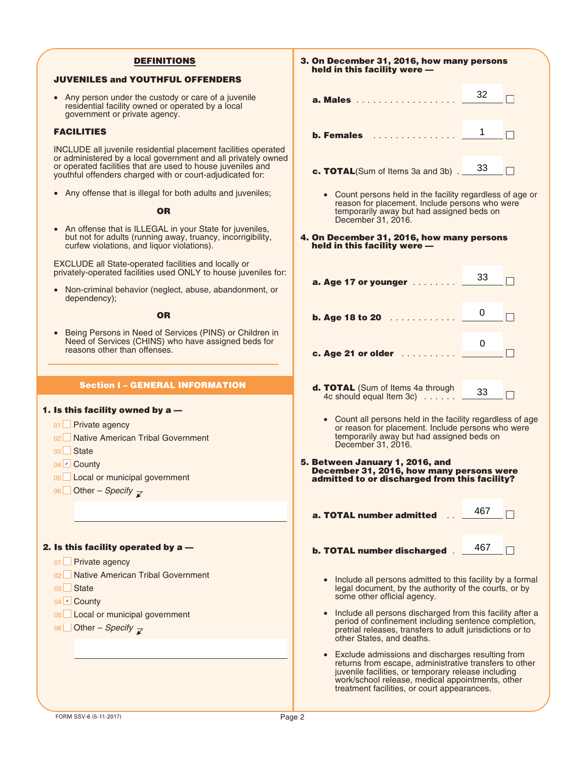## DEFINITIONS

### JUVENILES and YOUTHFUL OFFENDERS

- Any person under the custody or care of a juvenile residential facility owned or operated by a local government or private agency.

### FACILITIES

INCLUDE all juvenile residential placement facilities operated or administered by a local government and all privately owned or operated facilities that are used to house juveniles and youthful offenders charged with or court-adjudicated for:

- Any offense that is illegal for both adults and juveniles;

**OR**

- An offense that is ILLEGAL in your State for juveniles, but not for adults (running away, truancy, incorrigibility, curfew violations, and liquor violations).

EXCLUDE all State-operated facilities and locally or privately-operated facilities used ONLY to house juveniles for:

- Non-criminal behavior (neglect, abuse, abandonment, or dependency);

**OR**

- Being Persons in Need of Services (PINS) or Children in Need of Services (CHINS) who have assigned beds for reasons other than offenses.

## Section I – GENERAL INFORMATION

**1. Is this facility owned by a —**

- 01 ☐ Private agency
- 02 ☐ Native American Tribal Government
- 03 ☐ State
- 04 ☑ County
- 05 ☐ Local or municipal government
- 06 ☐ Other – *Specify*

**2. Is this facility operated by a —**

- 01 ☐ Private agency
- 02 ☐ Native American Tribal Government
- 03 ☐ State
- 04 ☑ County
- 05 ☐ Local or municipal government
- 06 ☐ Other – *Specify*

**3. On December 31, 2016, how many persons held in this facility were —**

- **a. Males** ........ 32 ☐
- **b. Females** ........ 1 ☐
- **c. TOTAL** (Sum of Items 3a and 3b) ........ 33 ☐

- Count persons held in the facility regardless of age or reason for placement. Include persons who were temporarily away but had assigned beds on December 31, 2016.

**4. On December 31, 2016, how many persons held in this facility were —**

- **a. Age 17 or younger** ........ 33 ☐
- **b. Age 18 to 20** ........ 0 ☐
- **c. Age 21 or older** ........ 0 ☐
- **d. TOTAL** (Sum of Items 4a through 4c should equal Item 3c) ........ 33 ☐

- Count all persons held in the facility regardless of age or reason for placement. Include persons who were temporarily away but had assigned beds on December 31, 2016.

**5. Between January 1, 2016, and December 31, 2016, how many persons were admitted to or discharged from this facility?**

- **a. TOTAL number admitted** ........ 467 ☐
- **b. TOTAL number discharged** ........ 467 ☐

- Include all persons admitted to this facility by a formal legal document, by the authority of the courts, or by some other official agency.
- Include all persons discharged from this facility after a period of confinement including sentence completion, pretrial releases, transfers to adult jurisdictions or to other States, and deaths.
- Exclude admissions and discharges resulting from returns from escape, administrative transfers to other juvenile facilities, or temporary release including work/school release, medical appointments, other treatment facilities, or court appearances.

FORM SSV-6 (5-11-2017)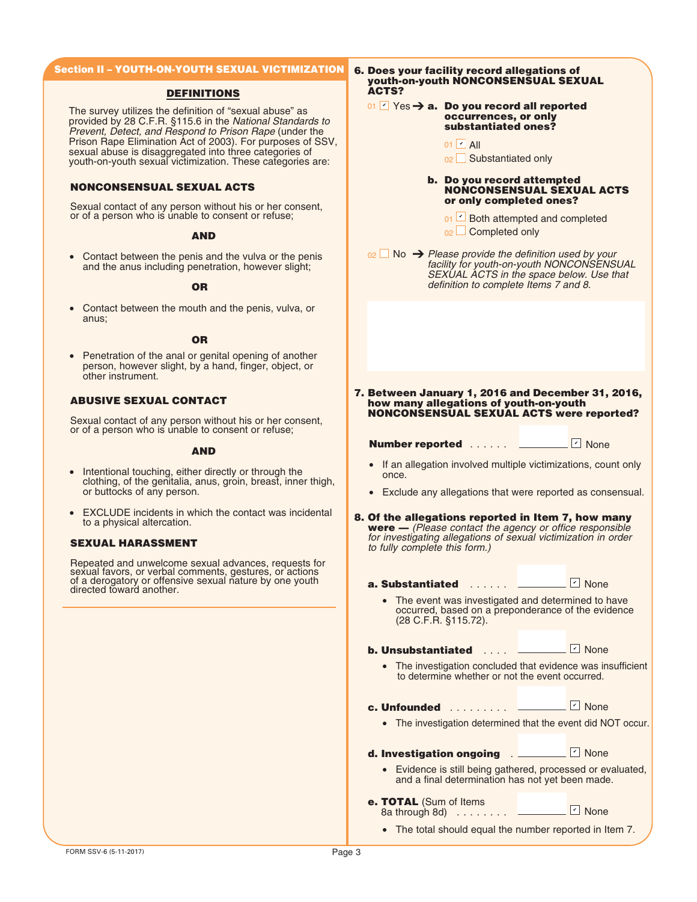## Section II – YOUTH-ON-YOUTH SEXUAL VICTIMIZATION

### DEFINITIONS

The survey utilizes the definition of "sexual abuse" as provided by 28 C.F.R. §115.6 in the *National Standards to Prevent, Detect, and Respond to Prison Rape* (under the Prison Rape Elimination Act of 2003). For purposes of SSV, sexual abuse is disaggregated into three categories of youth-on-youth sexual victimization. These categories are:

**NONCONSENSUAL SEXUAL ACTS**

Sexual contact of any person without his or her consent, or of a person who is unable to consent or refuse;

**AND**

- Contact between the penis and the vulva or the penis and the anus including penetration, however slight;

**OR**

- Contact between the mouth and the penis, vulva, or anus;

**OR**

- Penetration of the anal or genital opening of another person, however slight, by a hand, finger, object, or other instrument.

**ABUSIVE SEXUAL CONTACT**

Sexual contact of any person without his or her consent, or of a person who is unable to consent or refuse;

**AND**

- Intentional touching, either directly or through the clothing, of the genitalia, anus, groin, breast, inner thigh, or buttocks of any person.
- EXCLUDE incidents in which the contact was incidental to a physical altercation.

**SEXUAL HARASSMENT**

Repeated and unwelcome sexual advances, requests for sexual favors, or verbal comments, gestures, or actions of a derogatory or offensive sexual nature by one youth directed toward another.

**6. Does your facility record allegations of youth-on-youth NONCONSENSUAL SEXUAL ACTS?**

01 ☑ Yes → **a. Do you record all reported occurrences, or only substantiated ones?**

01 ☑ All
02 ☐ Substantiated only

**b. Do you record attempted NONCONSENSUAL SEXUAL ACTS or only completed ones?**

01 ☑ Both attempted and completed
02 ☐ Completed only

02 ☐ No → *Please provide the definition used by your facility for youth-on-youth NONCONSENSUAL SEXUAL ACTS in the space below. Use that definition to complete Items 7 and 8.*

**7. Between January 1, 2016 and December 31, 2016, how many allegations of youth-on-youth NONCONSENSUAL SEXUAL ACTS were reported?**

**Number reported** . . . . . . ______ ☑ None

- If an allegation involved multiple victimizations, count only once.
- Exclude any allegations that were reported as consensual.

**8. Of the allegations reported in Item 7, how many were —** *(Please contact the agency or office responsible for investigating allegations of sexual victimization in order to fully complete this form.)*

**a. Substantiated** . . . . . . ______ ☑ None

- The event was investigated and determined to have occurred, based on a preponderance of the evidence (28 C.F.R. §115.72).

**b. Unsubstantiated** . . . . ______ ☑ None

- The investigation concluded that evidence was insufficient to determine whether or not the event occurred.

**c. Unfounded** . . . . . . . . . ______ ☑ None

- The investigation determined that the event did NOT occur.

**d. Investigation ongoing** . ______ ☑ None

- Evidence is still being gathered, processed or evaluated, and a final determination has not yet been made.

**e. TOTAL** (Sum of Items 8a through 8d) . . . . . . . . ______ ☑ None

- The total should equal the number reported in Item 7.

FORM SSV-6 (5-11-2017)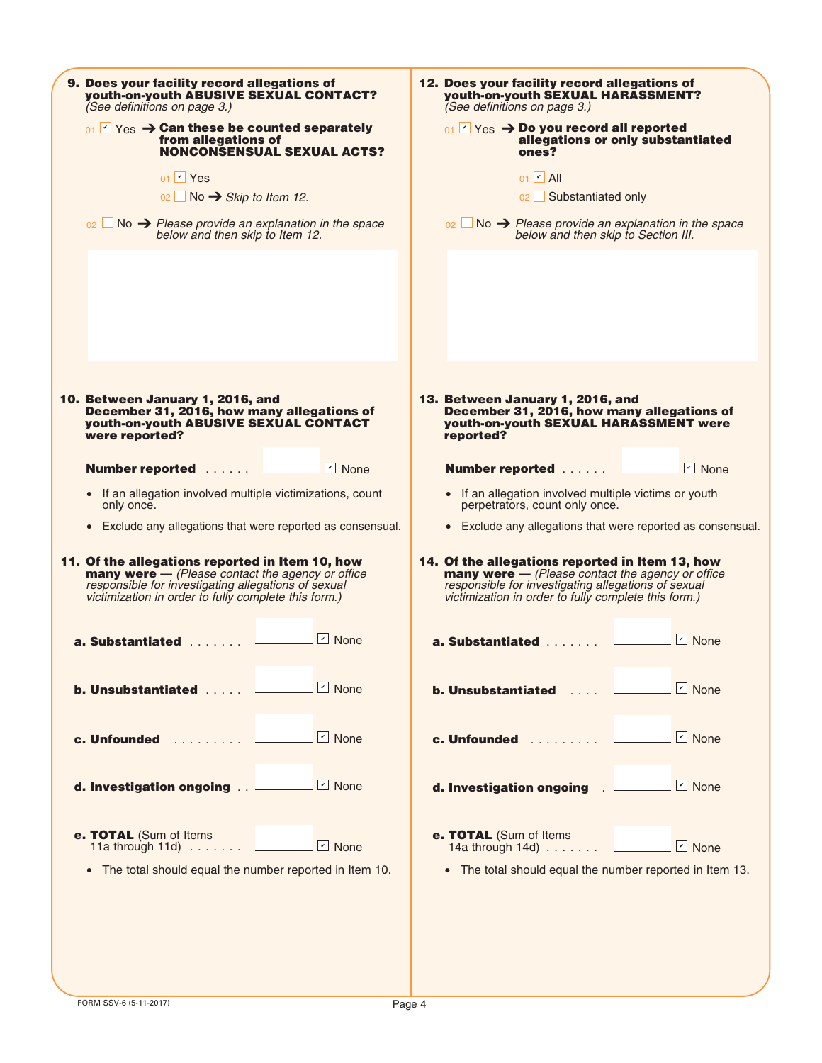**9. Does your facility record allegations of youth-on-youth ABUSIVE SEXUAL CONTACT?** *(See definitions on page 3.)*

- 01 ☑ Yes ➔ **Can these be counted separately from allegations of NONCONSENSUAL SEXUAL ACTS?**
  - 01 ☑ Yes
  - 02 ☐ No ➔ *Skip to Item 12.*
- 02 ☐ No ➔ *Please provide an explanation in the space below and then skip to Item 12.*

**10. Between January 1, 2016, and December 31, 2016, how many allegations of youth-on-youth ABUSIVE SEXUAL CONTACT were reported?**

**Number reported** . . . . . . ______ ☑ None

- If an allegation involved multiple victimizations, count only once.
- Exclude any allegations that were reported as consensual.

**11. Of the allegations reported in Item 10, how many were —** *(Please contact the agency or office responsible for investigating allegations of sexual victimization in order to fully complete this form.)*

**a. Substantiated** . . . . . . . ______ ☑ None

**b. Unsubstantiated** . . . . . ______ ☑ None

**c. Unfounded** . . . . . . . . . ______ ☑ None

**d. Investigation ongoing** . . ______ ☑ None

**e. TOTAL** (Sum of Items 11a through 11d) . . . . . . . ______ ☑ None

- The total should equal the number reported in Item 10.

**12. Does your facility record allegations of youth-on-youth SEXUAL HARASSMENT?** *(See definitions on page 3.)*

- 01 ☑ Yes ➔ **Do you record all reported allegations or only substantiated ones?**
  - 01 ☑ All
  - 02 ☐ Substantiated only
- 02 ☐ No ➔ *Please provide an explanation in the space below and then skip to Section III.*

**13. Between January 1, 2016, and December 31, 2016, how many allegations of youth-on-youth SEXUAL HARASSMENT were reported?**

**Number reported** . . . . . . ______ ☑ None

- If an allegation involved multiple victims or youth perpetrators, count only once.
- Exclude any allegations that were reported as consensual.

**14. Of the allegations reported in Item 13, how many were —** *(Please contact the agency or office responsible for investigating allegations of sexual victimization in order to fully complete this form.)*

**a. Substantiated** . . . . . . . ______ ☑ None

**b. Unsubstantiated** . . . . ______ ☑ None

**c. Unfounded** . . . . . . . . . ______ ☑ None

**d. Investigation ongoing** . ______ ☑ None

**e. TOTAL** (Sum of Items 14a through 14d) . . . . . . . ______ ☑ None

- The total should equal the number reported in Item 13.

FORM SSV-6 (5-11-2017)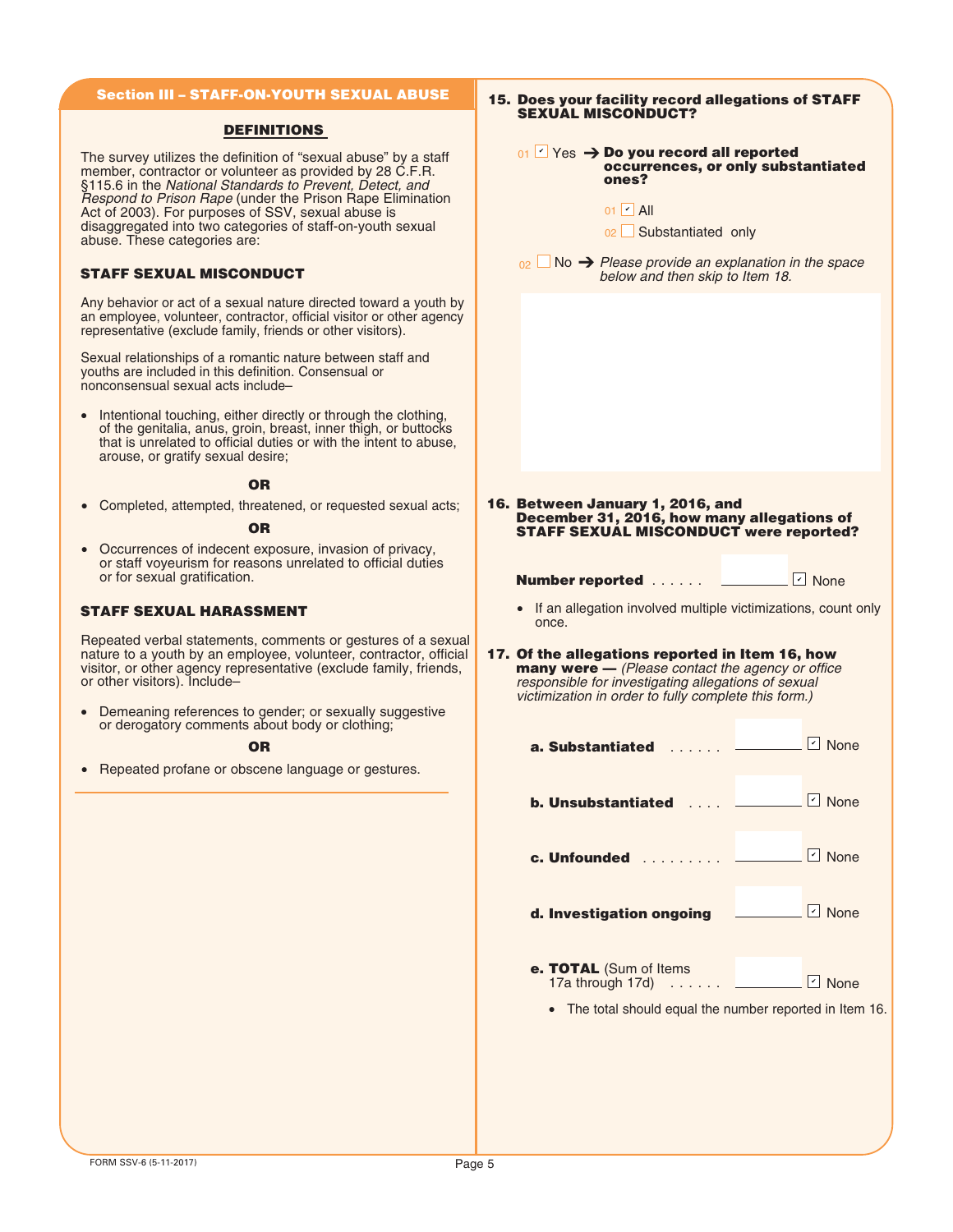## Section III – STAFF-ON-YOUTH SEXUAL ABUSE

### DEFINITIONS

The survey utilizes the definition of "sexual abuse" by a staff member, contractor or volunteer as provided by 28 C.F.R. §115.6 in the *National Standards to Prevent, Detect, and Respond to Prison Rape* (under the Prison Rape Elimination Act of 2003). For purposes of SSV, sexual abuse is disaggregated into two categories of staff-on-youth sexual abuse. These categories are:

### STAFF SEXUAL MISCONDUCT

Any behavior or act of a sexual nature directed toward a youth by an employee, volunteer, contractor, official visitor or other agency representative (exclude family, friends or other visitors).

Sexual relationships of a romantic nature between staff and youths are included in this definition. Consensual or nonconsensual sexual acts include–

- Intentional touching, either directly or through the clothing, of the genitalia, anus, groin, breast, inner thigh, or buttocks that is unrelated to official duties or with the intent to abuse, arouse, or gratify sexual desire;

**OR**

- Completed, attempted, threatened, or requested sexual acts;

**OR**

- Occurrences of indecent exposure, invasion of privacy, or staff voyeurism for reasons unrelated to official duties or for sexual gratification.

### STAFF SEXUAL HARASSMENT

Repeated verbal statements, comments or gestures of a sexual nature to a youth by an employee, volunteer, contractor, official visitor, or other agency representative (exclude family, friends, or other visitors). Include–

- Demeaning references to gender; or sexually suggestive or derogatory comments about body or clothing;

**OR**

- Repeated profane or obscene language or gestures.

**15. Does your facility record allegations of STAFF SEXUAL MISCONDUCT?**

01 ☑ Yes → **Do you record all reported occurrences, or only substantiated ones?**

- 01 ☑ All
- 02 ☐ Substantiated only

02 ☐ No → *Please provide an explanation in the space below and then skip to Item 18.*

**16. Between January 1, 2016, and December 31, 2016, how many allegations of STAFF SEXUAL MISCONDUCT were reported?**

**Number reported** . . . . . . \_\_\_\_\_\_ ☑ None

- If an allegation involved multiple victimizations, count only once.

**17. Of the allegations reported in Item 16, how many were —** *(Please contact the agency or office responsible for investigating allegations of sexual victimization in order to fully complete this form.)*

**a. Substantiated** . . . . . . \_\_\_\_\_\_ ☑ None

**b. Unsubstantiated** . . . . \_\_\_\_\_\_ ☑ None

**c. Unfounded** . . . . . . . . . \_\_\_\_\_\_ ☑ None

**d. Investigation ongoing** \_\_\_\_\_\_ ☑ None

**e. TOTAL** (Sum of Items 17a through 17d) . . . . . . \_\_\_\_\_\_ ☑ None

- The total should equal the number reported in Item 16.

FORM SSV-6 (5-11-2017)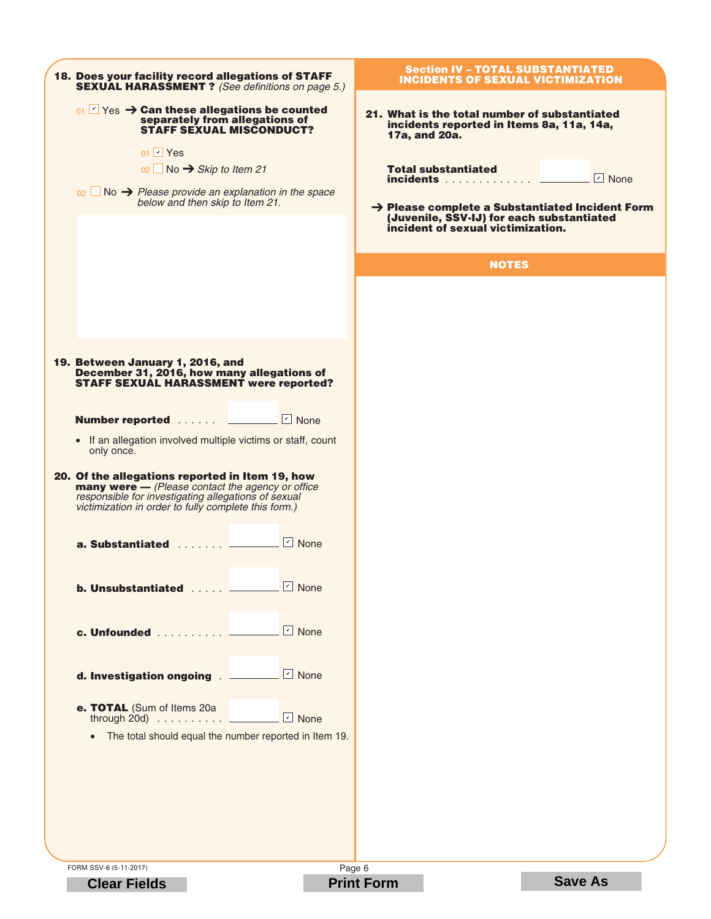**18. Does your facility record allegations of STAFF SEXUAL HARASSMENT ?** *(See definitions on page 5.)*

01 ☑ Yes → **Can these allegations be counted separately from allegations of STAFF SEXUAL MISCONDUCT?**

01 ☑ Yes

02 ☐ No → *Skip to Item 21*

02 ☐ No → *Please provide an explanation in the space below and then skip to Item 21.*

**19. Between January 1, 2016, and December 31, 2016, how many allegations of STAFF SEXUAL HARASSMENT were reported?**

**Number reported** . . . . . . ________ ☑ None

- If an allegation involved multiple victims or staff, count only once.

**20. Of the allegations reported in Item 19, how many were —** *(Please contact the agency or office responsible for investigating allegations of sexual victimization in order to fully complete this form.)*

**a. Substantiated** . . . . . . . ________ ☑ None

**b. Unsubstantiated** . . . . . ________ ☑ None

**c. Unfounded** . . . . . . . . . . ________ ☑ None

**d. Investigation ongoing** . ________ ☑ None

**e. TOTAL** (Sum of Items 20a through 20d) . . . . . . . . . . ________ ☑ None

- The total should equal the number reported in Item 19.

## Section IV – TOTAL SUBSTANTIATED INCIDENTS OF SEXUAL VICTIMIZATION

**21. What is the total number of substantiated incidents reported in Items 8a, 11a, 14a, 17a, and 20a.**

**Total substantiated incidents** . . . . . . . . . . . . . ________ ☑ None

→ **Please complete a Substantiated Incident Form (Juvenile, SSV-IJ) for each substantiated incident of sexual victimization.**

## NOTES

FORM SSV-6 (5-11-2017)

Clear Fields | Print Form | Save As